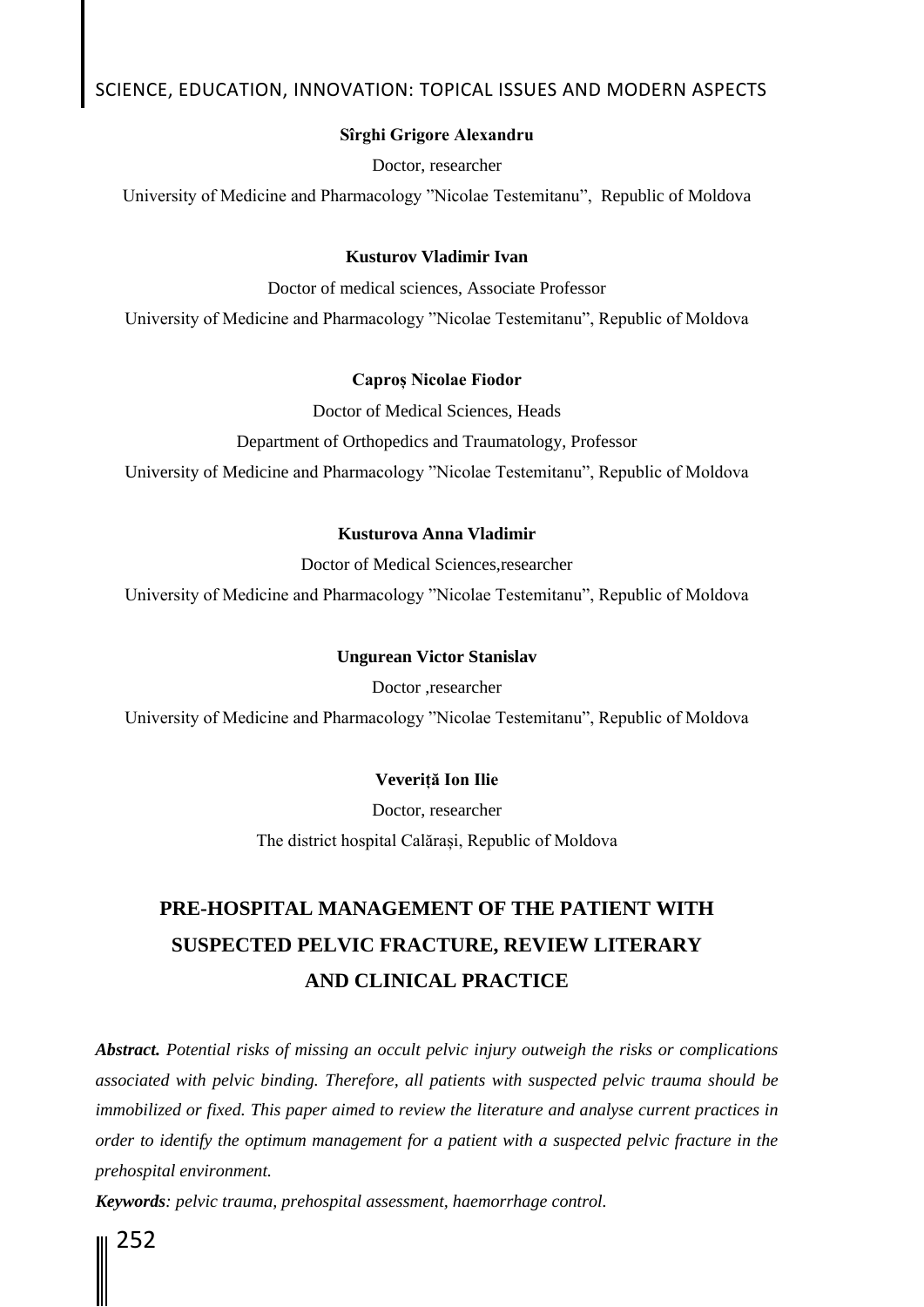**Sîrghi Grigore Alexandru**

Doctor, researcher

University of Medicine and Pharmacology ”Nicolae Testemitanu”, Republic of Moldova

**Kusturov Vladimir Ivan**

Doctor of medical sciences, Associate Professor

University of Medicine and Pharmacology ”Nicolae Testemitanu”, Republic of Moldova

**Caproș Nicolae Fiodor**

Doctor of Medical Sciences, Heads

Department of Orthopedics and Traumatology, Professor

University of Medicine and Pharmacology ”Nicolae Testemitanu”, Republic of Moldova

**Kusturova Anna Vladimir**

Doctor of Medical Sciences,researcher

University of Medicine and Pharmacology ”Nicolae Testemitanu”, Republic of Moldova

**Ungurean Victor Stanislav**

Doctor ,researcher

University of Medicine and Pharmacology ”Nicolae Testemitanu”, Republic of Moldova

**Veveriță Ion Ilie**

Doctor, researcher

The district hospital Calărași, Republic of Moldova

# PRE-HOSPITAL MANAGEMENT OF THE PATIENT WITH SUSPECTED PELVIC FRACTURE, REVIEW LITERARY AND CLINICAL PRACTICE

***Abstract.*** *Potential risks of missing an occult pelvic injury outweigh the risks or complications associated with pelvic binding. Therefore, all patients with suspected pelvic trauma should be immobilized or fixed. This paper aimed to review the literature and analyse current practices in order to identify the optimum management for a patient with a suspected pelvic fracture in the prehospital environment.*

***Keywords****: pelvic trauma, prehospital assessment, haemorrhage control.*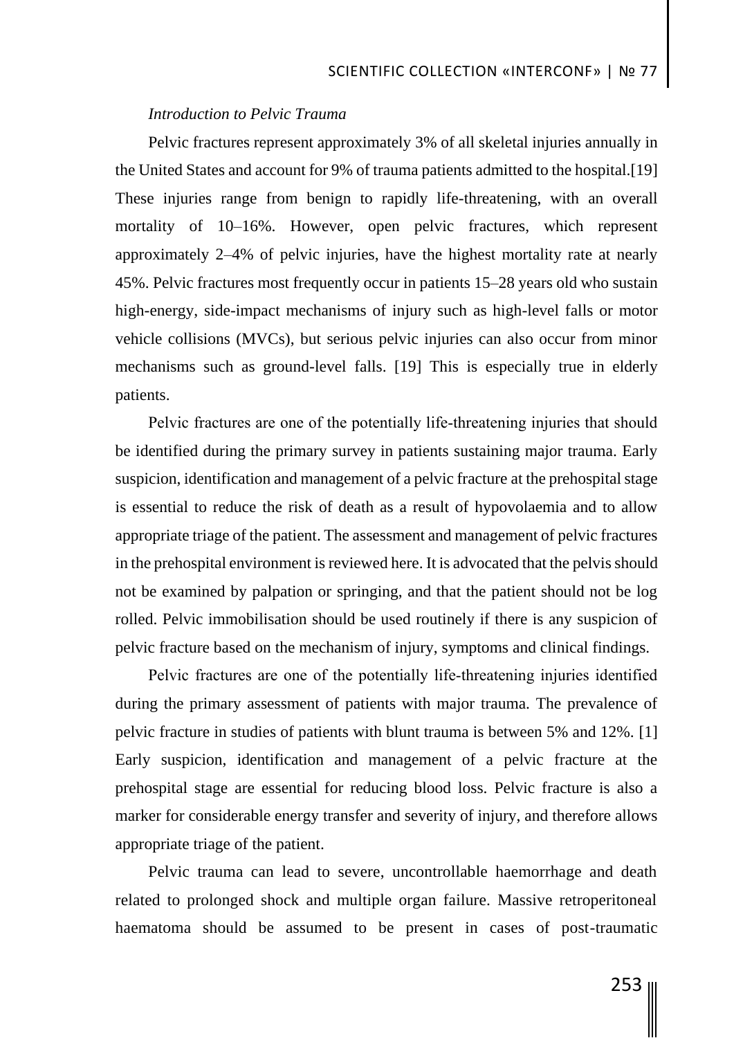*Introduction to Pelvic Trauma*

Pelvic fractures represent approximately 3% of all skeletal injuries annually in the United States and account for 9% of trauma patients admitted to the hospital.[19] These injuries range from benign to rapidly life-threatening, with an overall mortality of 10–16%. However, open pelvic fractures, which represent approximately 2–4% of pelvic injuries, have the highest mortality rate at nearly 45%. Pelvic fractures most frequently occur in patients 15–28 years old who sustain high-energy, side-impact mechanisms of injury such as high-level falls or motor vehicle collisions (MVCs), but serious pelvic injuries can also occur from minor mechanisms such as ground-level falls. [19] This is especially true in elderly patients.

Pelvic fractures are one of the potentially life-threatening injuries that should be identified during the primary survey in patients sustaining major trauma. Early suspicion, identification and management of a pelvic fracture at the prehospital stage is essential to reduce the risk of death as a result of hypovolaemia and to allow appropriate triage of the patient. The assessment and management of pelvic fractures in the prehospital environment is reviewed here. It is advocated that the pelvis should not be examined by palpation or springing, and that the patient should not be log rolled. Pelvic immobilisation should be used routinely if there is any suspicion of pelvic fracture based on the mechanism of injury, symptoms and clinical findings.

Pelvic fractures are one of the potentially life-threatening injuries identified during the primary assessment of patients with major trauma. The prevalence of pelvic fracture in studies of patients with blunt trauma is between 5% and 12%. [1] Early suspicion, identification and management of a pelvic fracture at the prehospital stage are essential for reducing blood loss. Pelvic fracture is also a marker for considerable energy transfer and severity of injury, and therefore allows appropriate triage of the patient.

Pelvic trauma can lead to severe, uncontrollable haemorrhage and death related to prolonged shock and multiple organ failure. Massive retroperitoneal haematoma should be assumed to be present in cases of post-traumatic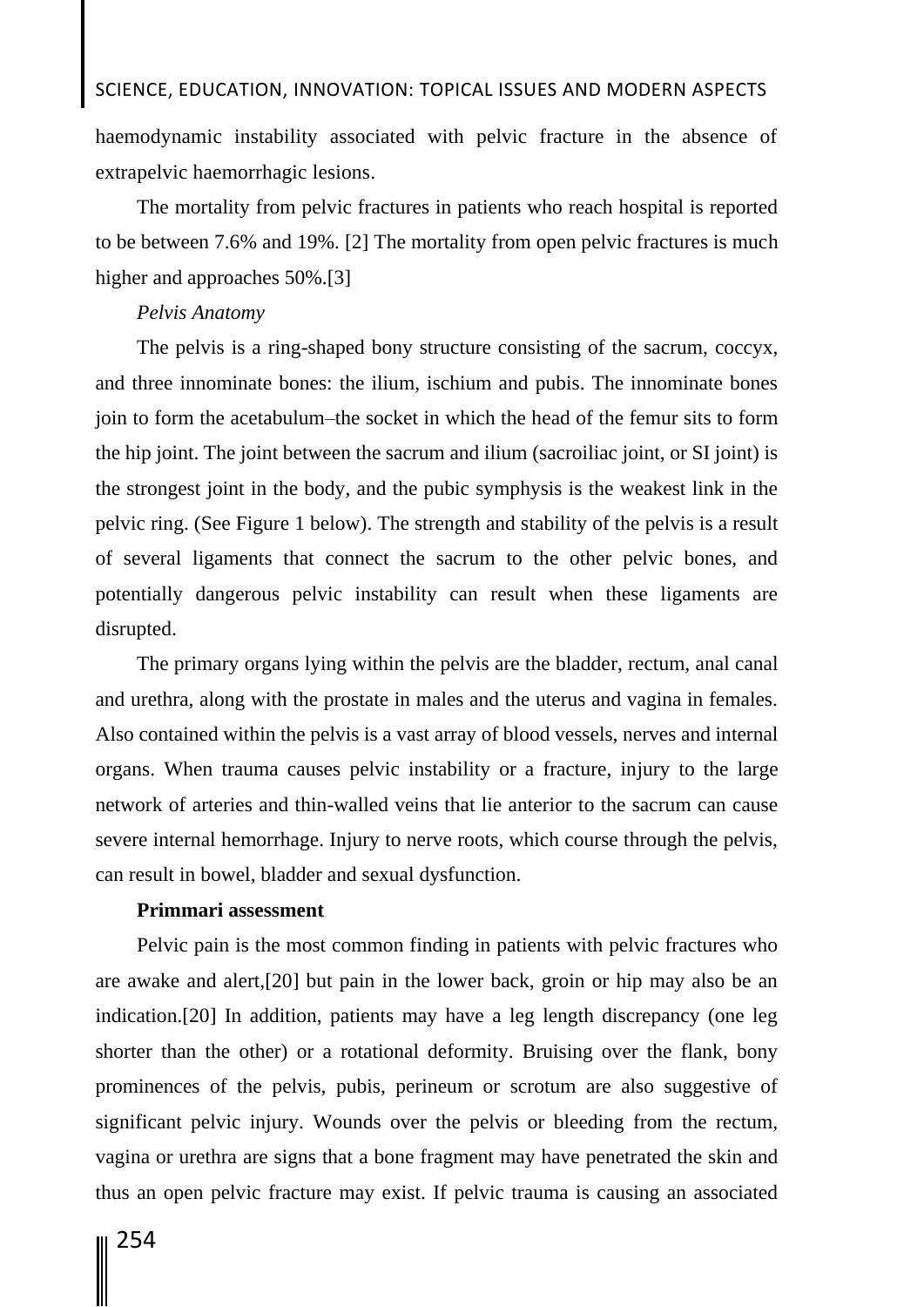haemodynamic instability associated with pelvic fracture in the absence of extrapelvic haemorrhagic lesions.

The mortality from pelvic fractures in patients who reach hospital is reported to be between 7.6% and 19%. [2] The mortality from open pelvic fractures is much higher and approaches 50%.[3]

*Pelvis Anatomy*

The pelvis is a ring-shaped bony structure consisting of the sacrum, coccyx, and three innominate bones: the ilium, ischium and pubis. The innominate bones join to form the acetabulum–the socket in which the head of the femur sits to form the hip joint. The joint between the sacrum and ilium (sacroiliac joint, or SI joint) is the strongest joint in the body, and the pubic symphysis is the weakest link in the pelvic ring. (See Figure 1 below). The strength and stability of the pelvis is a result of several ligaments that connect the sacrum to the other pelvic bones, and potentially dangerous pelvic instability can result when these ligaments are disrupted.

The primary organs lying within the pelvis are the bladder, rectum, anal canal and urethra, along with the prostate in males and the uterus and vagina in females. Also contained within the pelvis is a vast array of blood vessels, nerves and internal organs. When trauma causes pelvic instability or a fracture, injury to the large network of arteries and thin-walled veins that lie anterior to the sacrum can cause severe internal hemorrhage. Injury to nerve roots, which course through the pelvis, can result in bowel, bladder and sexual dysfunction.

**Primmari assessment**

Pelvic pain is the most common finding in patients with pelvic fractures who are awake and alert,[20] but pain in the lower back, groin or hip may also be an indication.[20] In addition, patients may have a leg length discrepancy (one leg shorter than the other) or a rotational deformity. Bruising over the flank, bony prominences of the pelvis, pubis, perineum or scrotum are also suggestive of significant pelvic injury. Wounds over the pelvis or bleeding from the rectum, vagina or urethra are signs that a bone fragment may have penetrated the skin and thus an open pelvic fracture may exist. If pelvic trauma is causing an associated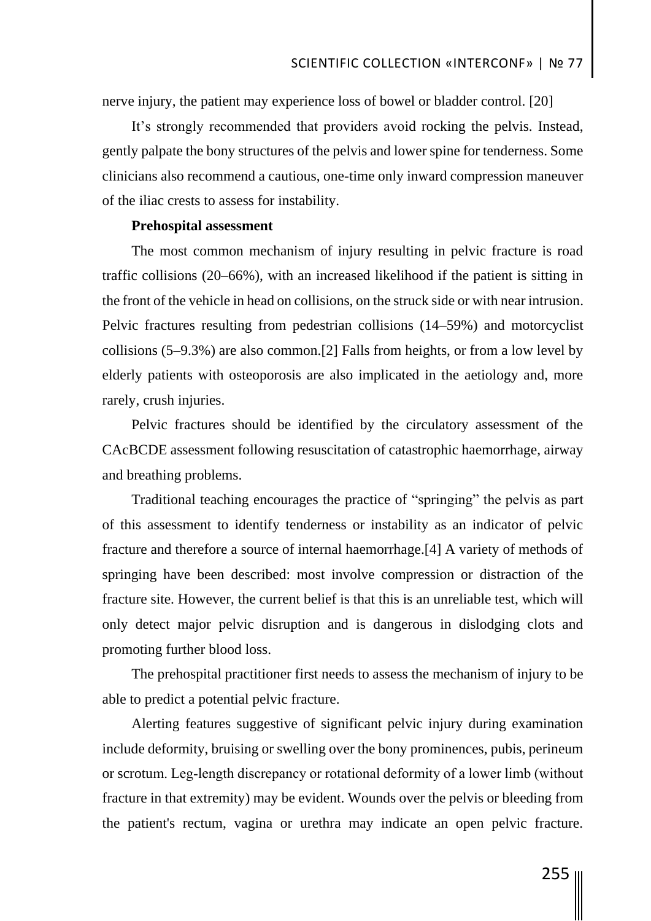nerve injury, the patient may experience loss of bowel or bladder control. [20]

It's strongly recommended that providers avoid rocking the pelvis. Instead, gently palpate the bony structures of the pelvis and lower spine for tenderness. Some clinicians also recommend a cautious, one-time only inward compression maneuver of the iliac crests to assess for instability.

**Prehospital assessment**

The most common mechanism of injury resulting in pelvic fracture is road traffic collisions (20–66%), with an increased likelihood if the patient is sitting in the front of the vehicle in head on collisions, on the struck side or with near intrusion. Pelvic fractures resulting from pedestrian collisions (14–59%) and motorcyclist collisions (5–9.3%) are also common.[2] Falls from heights, or from a low level by elderly patients with osteoporosis are also implicated in the aetiology and, more rarely, crush injuries.

Pelvic fractures should be identified by the circulatory assessment of the CAcBCDE assessment following resuscitation of catastrophic haemorrhage, airway and breathing problems.

Traditional teaching encourages the practice of "springing" the pelvis as part of this assessment to identify tenderness or instability as an indicator of pelvic fracture and therefore a source of internal haemorrhage.[4] A variety of methods of springing have been described: most involve compression or distraction of the fracture site. However, the current belief is that this is an unreliable test, which will only detect major pelvic disruption and is dangerous in dislodging clots and promoting further blood loss.

The prehospital practitioner first needs to assess the mechanism of injury to be able to predict a potential pelvic fracture.

Alerting features suggestive of significant pelvic injury during examination include deformity, bruising or swelling over the bony prominences, pubis, perineum or scrotum. Leg-length discrepancy or rotational deformity of a lower limb (without fracture in that extremity) may be evident. Wounds over the pelvis or bleeding from the patient's rectum, vagina or urethra may indicate an open pelvic fracture.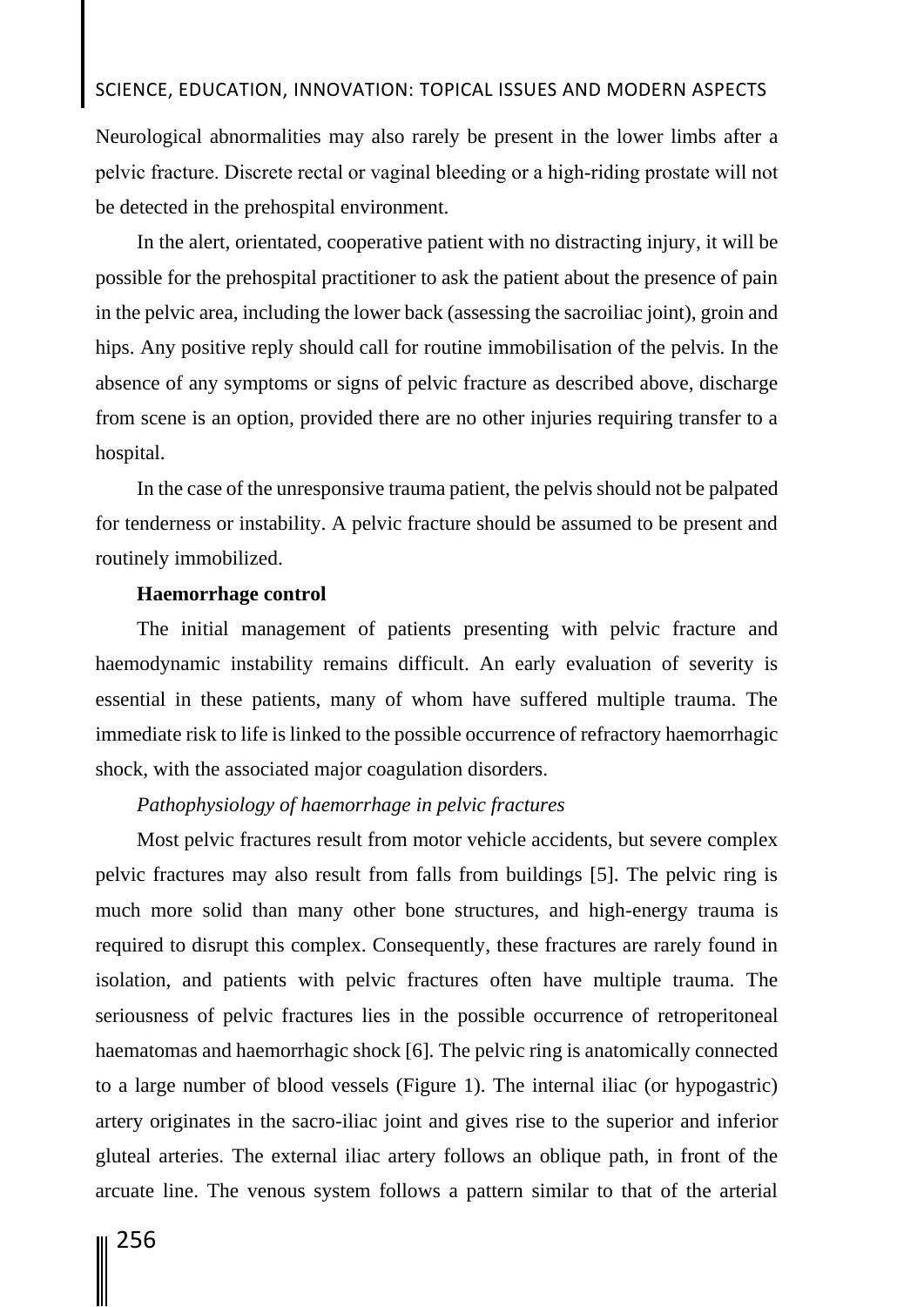Neurological abnormalities may also rarely be present in the lower limbs after a pelvic fracture. Discrete rectal or vaginal bleeding or a high-riding prostate will not be detected in the prehospital environment.

In the alert, orientated, cooperative patient with no distracting injury, it will be possible for the prehospital practitioner to ask the patient about the presence of pain in the pelvic area, including the lower back (assessing the sacroiliac joint), groin and hips. Any positive reply should call for routine immobilisation of the pelvis. In the absence of any symptoms or signs of pelvic fracture as described above, discharge from scene is an option, provided there are no other injuries requiring transfer to a hospital.

In the case of the unresponsive trauma patient, the pelvis should not be palpated for tenderness or instability. A pelvic fracture should be assumed to be present and routinely immobilized.

**Haemorrhage control**

The initial management of patients presenting with pelvic fracture and haemodynamic instability remains difficult. An early evaluation of severity is essential in these patients, many of whom have suffered multiple trauma. The immediate risk to life is linked to the possible occurrence of refractory haemorrhagic shock, with the associated major coagulation disorders.

*Pathophysiology of haemorrhage in pelvic fractures*

Most pelvic fractures result from motor vehicle accidents, but severe complex pelvic fractures may also result from falls from buildings [5]. The pelvic ring is much more solid than many other bone structures, and high-energy trauma is required to disrupt this complex. Consequently, these fractures are rarely found in isolation, and patients with pelvic fractures often have multiple trauma. The seriousness of pelvic fractures lies in the possible occurrence of retroperitoneal haematomas and haemorrhagic shock [6]. The pelvic ring is anatomically connected to a large number of blood vessels (Figure 1). The internal iliac (or hypogastric) artery originates in the sacro-iliac joint and gives rise to the superior and inferior gluteal arteries. The external iliac artery follows an oblique path, in front of the arcuate line. The venous system follows a pattern similar to that of the arterial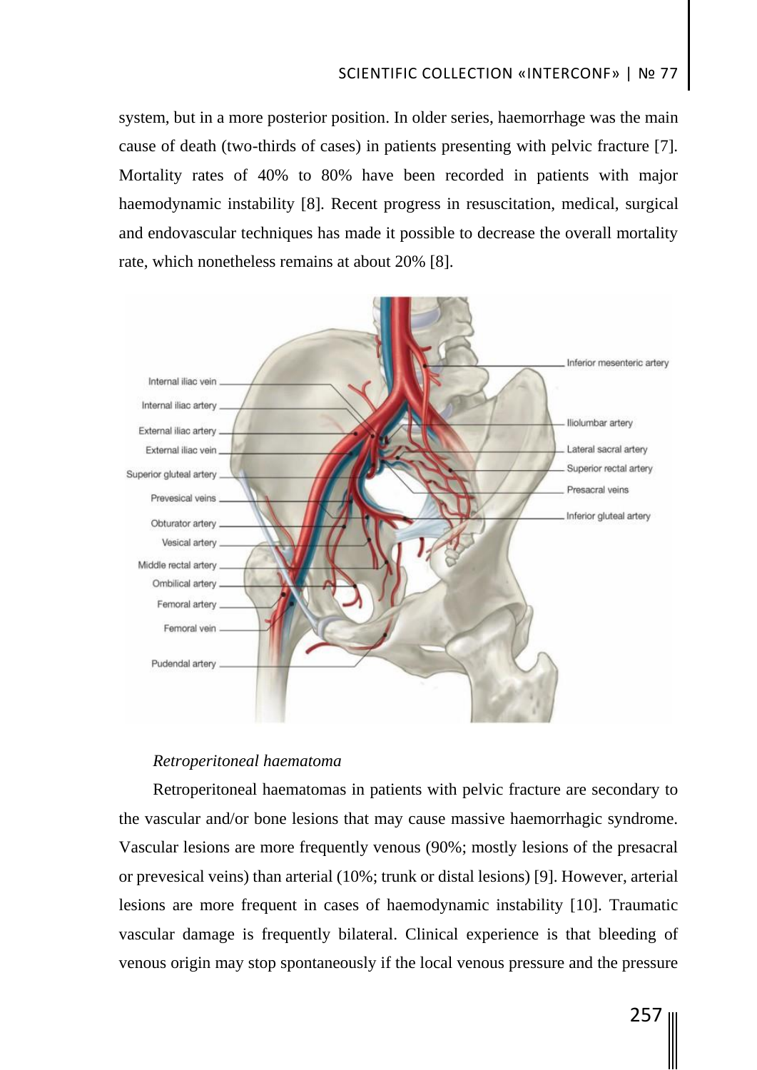system, but in a more posterior position. In older series, haemorrhage was the main cause of death (two-thirds of cases) in patients presenting with pelvic fracture [7]. Mortality rates of 40% to 80% have been recorded in patients with major haemodynamic instability [8]. Recent progress in resuscitation, medical, surgical and endovascular techniques has made it possible to decrease the overall mortality rate, which nonetheless remains at about 20% [8].

*Retroperitoneal haematoma*

Retroperitoneal haematomas in patients with pelvic fracture are secondary to the vascular and/or bone lesions that may cause massive haemorrhagic syndrome. Vascular lesions are more frequently venous (90%; mostly lesions of the presacral or prevesical veins) than arterial (10%; trunk or distal lesions) [9]. However, arterial lesions are more frequent in cases of haemodynamic instability [10]. Traumatic vascular damage is frequently bilateral. Clinical experience is that bleeding of venous origin may stop spontaneously if the local venous pressure and the pressure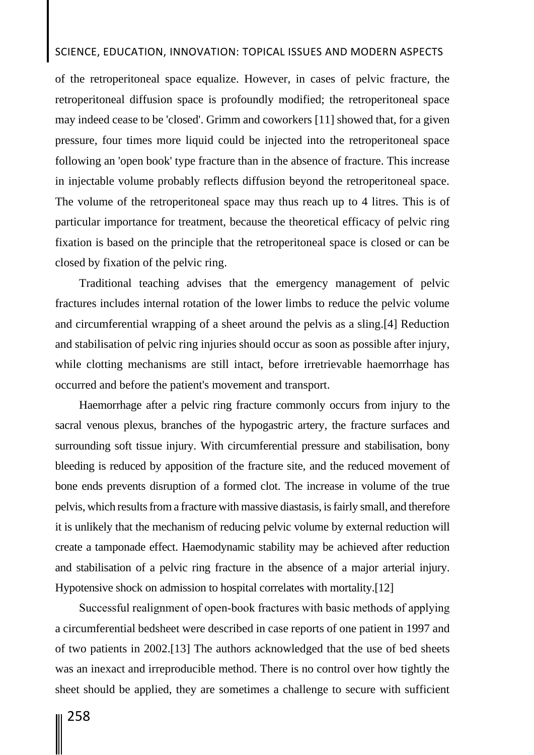of the retroperitoneal space equalize. However, in cases of pelvic fracture, the retroperitoneal diffusion space is profoundly modified; the retroperitoneal space may indeed cease to be 'closed'. Grimm and coworkers [11] showed that, for a given pressure, four times more liquid could be injected into the retroperitoneal space following an 'open book' type fracture than in the absence of fracture. This increase in injectable volume probably reflects diffusion beyond the retroperitoneal space. The volume of the retroperitoneal space may thus reach up to 4 litres. This is of particular importance for treatment, because the theoretical efficacy of pelvic ring fixation is based on the principle that the retroperitoneal space is closed or can be closed by fixation of the pelvic ring.

Traditional teaching advises that the emergency management of pelvic fractures includes internal rotation of the lower limbs to reduce the pelvic volume and circumferential wrapping of a sheet around the pelvis as a sling.[4] Reduction and stabilisation of pelvic ring injuries should occur as soon as possible after injury, while clotting mechanisms are still intact, before irretrievable haemorrhage has occurred and before the patient's movement and transport.

Haemorrhage after a pelvic ring fracture commonly occurs from injury to the sacral venous plexus, branches of the hypogastric artery, the fracture surfaces and surrounding soft tissue injury. With circumferential pressure and stabilisation, bony bleeding is reduced by apposition of the fracture site, and the reduced movement of bone ends prevents disruption of a formed clot. The increase in volume of the true pelvis, which results from a fracture with massive diastasis, is fairly small, and therefore it is unlikely that the mechanism of reducing pelvic volume by external reduction will create a tamponade effect. Haemodynamic stability may be achieved after reduction and stabilisation of a pelvic ring fracture in the absence of a major arterial injury. Hypotensive shock on admission to hospital correlates with mortality.[12]

Successful realignment of open-book fractures with basic methods of applying a circumferential bedsheet were described in case reports of one patient in 1997 and of two patients in 2002.[13] The authors acknowledged that the use of bed sheets was an inexact and irreproducible method. There is no control over how tightly the sheet should be applied, they are sometimes a challenge to secure with sufficient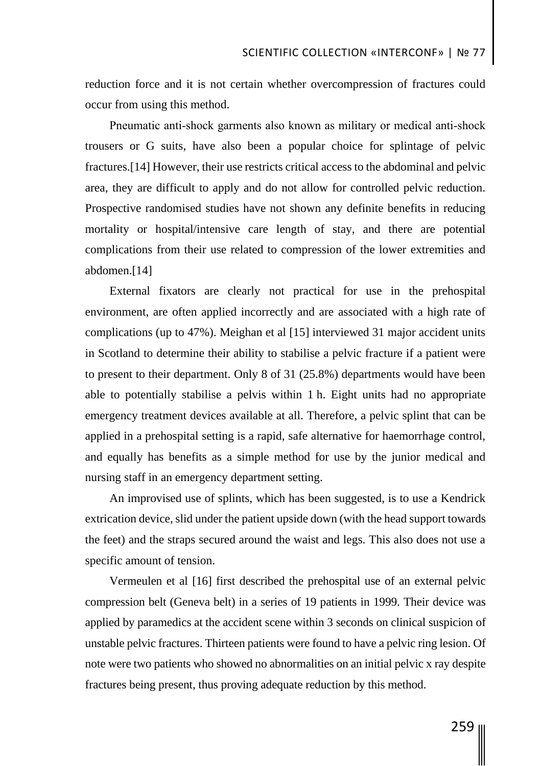reduction force and it is not certain whether overcompression of fractures could occur from using this method.

Pneumatic anti-shock garments also known as military or medical anti-shock trousers or G suits, have also been a popular choice for splintage of pelvic fractures.[14] However, their use restricts critical access to the abdominal and pelvic area, they are difficult to apply and do not allow for controlled pelvic reduction. Prospective randomised studies have not shown any definite benefits in reducing mortality or hospital/intensive care length of stay, and there are potential complications from their use related to compression of the lower extremities and abdomen.[14]

External fixators are clearly not practical for use in the prehospital environment, are often applied incorrectly and are associated with a high rate of complications (up to 47%). Meighan et al [15] interviewed 31 major accident units in Scotland to determine their ability to stabilise a pelvic fracture if a patient were to present to their department. Only 8 of 31 (25.8%) departments would have been able to potentially stabilise a pelvis within 1 h. Eight units had no appropriate emergency treatment devices available at all. Therefore, a pelvic splint that can be applied in a prehospital setting is a rapid, safe alternative for haemorrhage control, and equally has benefits as a simple method for use by the junior medical and nursing staff in an emergency department setting.

An improvised use of splints, which has been suggested, is to use a Kendrick extrication device, slid under the patient upside down (with the head support towards the feet) and the straps secured around the waist and legs. This also does not use a specific amount of tension.

Vermeulen et al [16] first described the prehospital use of an external pelvic compression belt (Geneva belt) in a series of 19 patients in 1999. Their device was applied by paramedics at the accident scene within 3 seconds on clinical suspicion of unstable pelvic fractures. Thirteen patients were found to have a pelvic ring lesion. Of note were two patients who showed no abnormalities on an initial pelvic x ray despite fractures being present, thus proving adequate reduction by this method.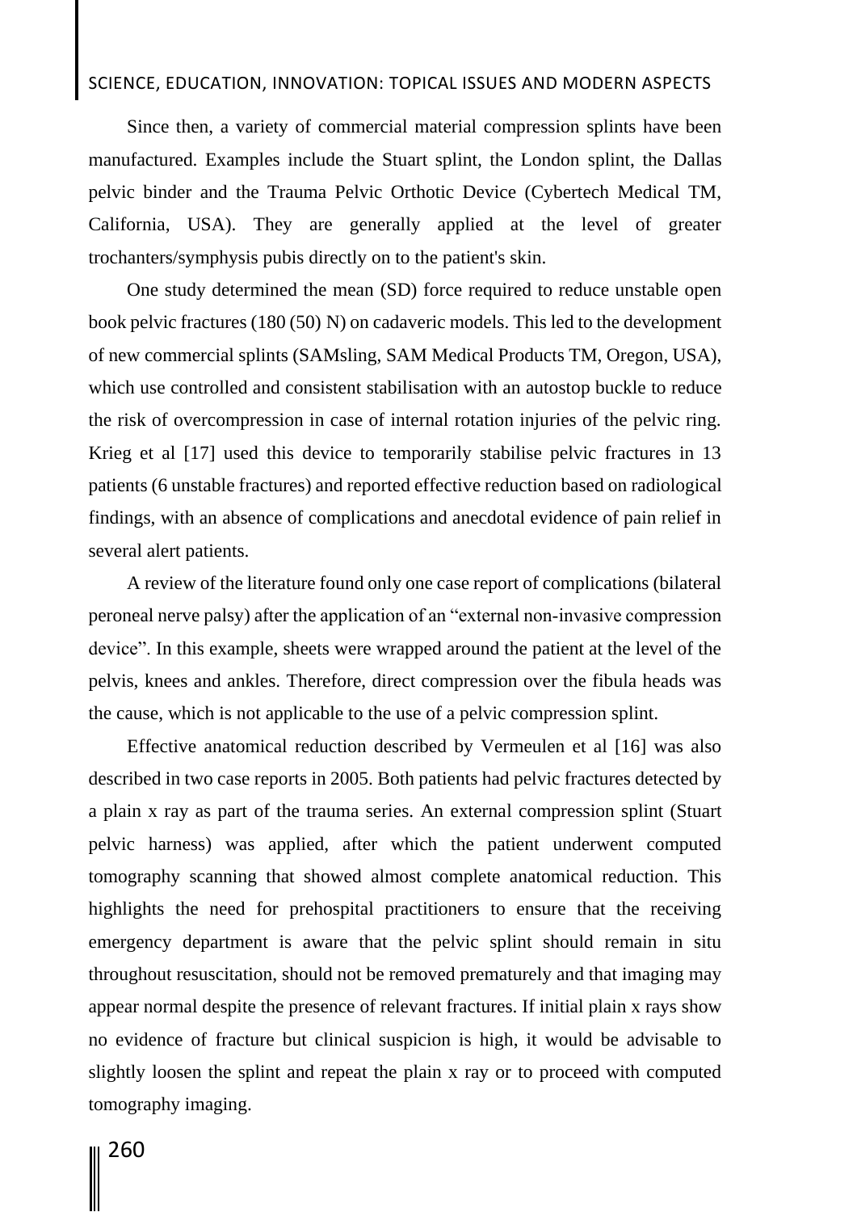Since then, a variety of commercial material compression splints have been manufactured. Examples include the Stuart splint, the London splint, the Dallas pelvic binder and the Trauma Pelvic Orthotic Device (Cybertech Medical TM, California, USA). They are generally applied at the level of greater trochanters/symphysis pubis directly on to the patient's skin.

One study determined the mean (SD) force required to reduce unstable open book pelvic fractures (180 (50) N) on cadaveric models. This led to the development of new commercial splints (SAMsling, SAM Medical Products TM, Oregon, USA), which use controlled and consistent stabilisation with an autostop buckle to reduce the risk of overcompression in case of internal rotation injuries of the pelvic ring. Krieg et al [17] used this device to temporarily stabilise pelvic fractures in 13 patients (6 unstable fractures) and reported effective reduction based on radiological findings, with an absence of complications and anecdotal evidence of pain relief in several alert patients.

A review of the literature found only one case report of complications (bilateral peroneal nerve palsy) after the application of an "external non-invasive compression device". In this example, sheets were wrapped around the patient at the level of the pelvis, knees and ankles. Therefore, direct compression over the fibula heads was the cause, which is not applicable to the use of a pelvic compression splint.

Effective anatomical reduction described by Vermeulen et al [16] was also described in two case reports in 2005. Both patients had pelvic fractures detected by a plain x ray as part of the trauma series. An external compression splint (Stuart pelvic harness) was applied, after which the patient underwent computed tomography scanning that showed almost complete anatomical reduction. This highlights the need for prehospital practitioners to ensure that the receiving emergency department is aware that the pelvic splint should remain in situ throughout resuscitation, should not be removed prematurely and that imaging may appear normal despite the presence of relevant fractures. If initial plain x rays show no evidence of fracture but clinical suspicion is high, it would be advisable to slightly loosen the splint and repeat the plain x ray or to proceed with computed tomography imaging.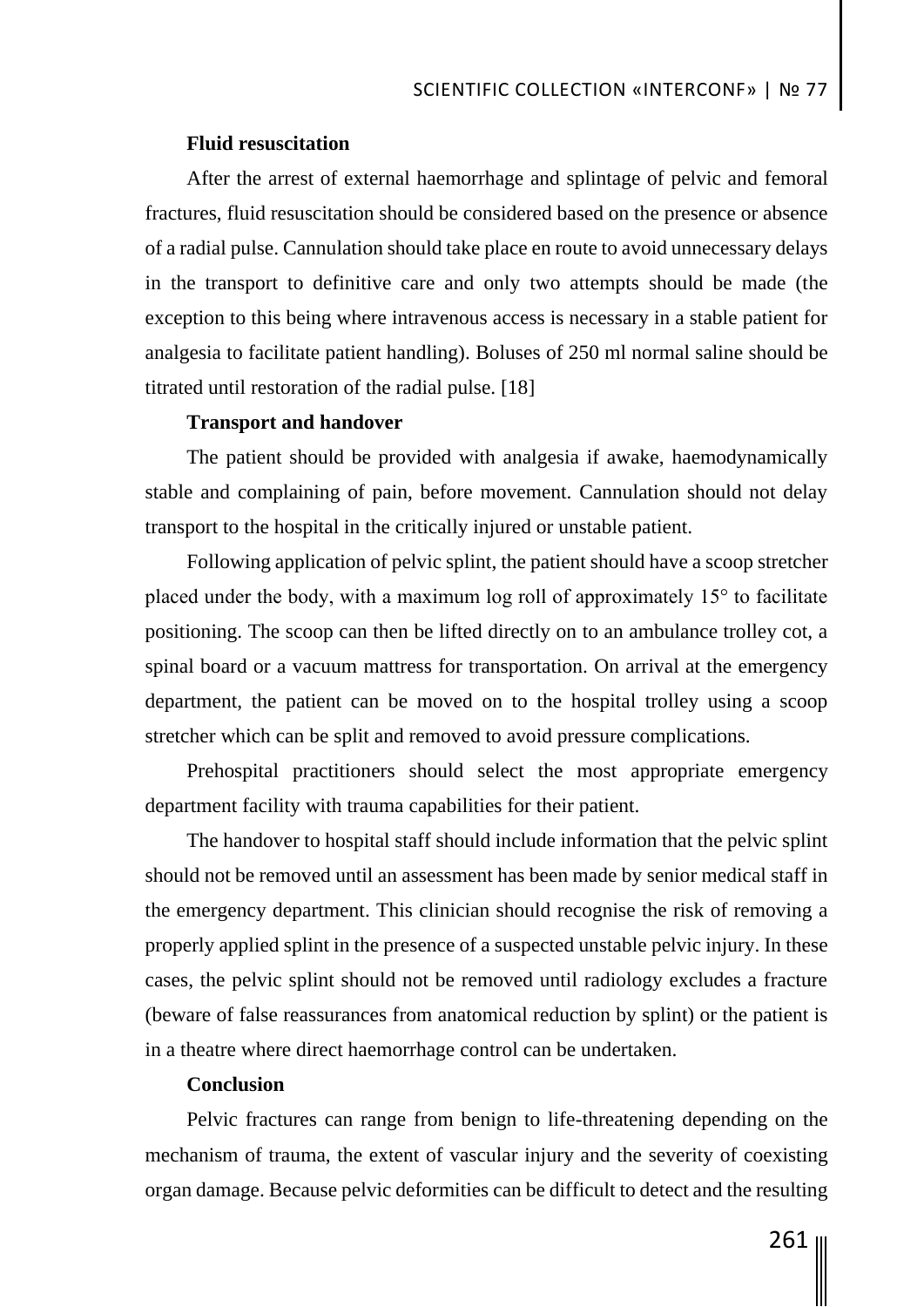**Fluid resuscitation**

After the arrest of external haemorrhage and splintage of pelvic and femoral fractures, fluid resuscitation should be considered based on the presence or absence of a radial pulse. Cannulation should take place en route to avoid unnecessary delays in the transport to definitive care and only two attempts should be made (the exception to this being where intravenous access is necessary in a stable patient for analgesia to facilitate patient handling). Boluses of 250 ml normal saline should be titrated until restoration of the radial pulse. [18]

**Transport and handover**

The patient should be provided with analgesia if awake, haemodynamically stable and complaining of pain, before movement. Cannulation should not delay transport to the hospital in the critically injured or unstable patient.

Following application of pelvic splint, the patient should have a scoop stretcher placed under the body, with a maximum log roll of approximately 15° to facilitate positioning. The scoop can then be lifted directly on to an ambulance trolley cot, a spinal board or a vacuum mattress for transportation. On arrival at the emergency department, the patient can be moved on to the hospital trolley using a scoop stretcher which can be split and removed to avoid pressure complications.

Prehospital practitioners should select the most appropriate emergency department facility with trauma capabilities for their patient.

The handover to hospital staff should include information that the pelvic splint should not be removed until an assessment has been made by senior medical staff in the emergency department. This clinician should recognise the risk of removing a properly applied splint in the presence of a suspected unstable pelvic injury. In these cases, the pelvic splint should not be removed until radiology excludes a fracture (beware of false reassurances from anatomical reduction by splint) or the patient is in a theatre where direct haemorrhage control can be undertaken.

**Conclusion**

Pelvic fractures can range from benign to life-threatening depending on the mechanism of trauma, the extent of vascular injury and the severity of coexisting organ damage. Because pelvic deformities can be difficult to detect and the resulting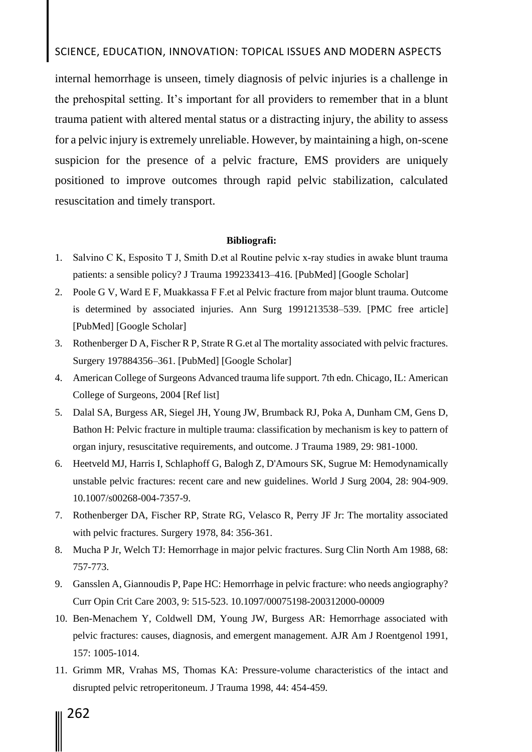internal hemorrhage is unseen, timely diagnosis of pelvic injuries is a challenge in the prehospital setting. It's important for all providers to remember that in a blunt trauma patient with altered mental status or a distracting injury, the ability to assess for a pelvic injury is extremely unreliable. However, by maintaining a high, on-scene suspicion for the presence of a pelvic fracture, EMS providers are uniquely positioned to improve outcomes through rapid pelvic stabilization, calculated resuscitation and timely transport.

**Bibliografi:**

1. Salvino C K, Esposito T J, Smith D.et al Routine pelvic x-ray studies in awake blunt trauma patients: a sensible policy? J Trauma 199233413–416. [PubMed] [Google Scholar]
2. Poole G V, Ward E F, Muakkassa F F.et al Pelvic fracture from major blunt trauma. Outcome is determined by associated injuries. Ann Surg 1991213538–539. [PMC free article] [PubMed] [Google Scholar]
3. Rothenberger D A, Fischer R P, Strate R G.et al The mortality associated with pelvic fractures. Surgery 197884356–361. [PubMed] [Google Scholar]
4. American College of Surgeons Advanced trauma life support. 7th edn. Chicago, IL: American College of Surgeons, 2004 [Ref list]
5. Dalal SA, Burgess AR, Siegel JH, Young JW, Brumback RJ, Poka A, Dunham CM, Gens D, Bathon H: Pelvic fracture in multiple trauma: classification by mechanism is key to pattern of organ injury, resuscitative requirements, and outcome. J Trauma 1989, 29: 981-1000.
6. Heetveld MJ, Harris I, Schlaphoff G, Balogh Z, D'Amours SK, Sugrue M: Hemodynamically unstable pelvic fractures: recent care and new guidelines. World J Surg 2004, 28: 904-909. 10.1007/s00268-004-7357-9.
7. Rothenberger DA, Fischer RP, Strate RG, Velasco R, Perry JF Jr: The mortality associated with pelvic fractures. Surgery 1978, 84: 356-361.
8. Mucha P Jr, Welch TJ: Hemorrhage in major pelvic fractures. Surg Clin North Am 1988, 68: 757-773.
9. Gansslen A, Giannoudis P, Pape HC: Hemorrhage in pelvic fracture: who needs angiography? Curr Opin Crit Care 2003, 9: 515-523. 10.1097/00075198-200312000-00009
10. Ben-Menachem Y, Coldwell DM, Young JW, Burgess AR: Hemorrhage associated with pelvic fractures: causes, diagnosis, and emergent management. AJR Am J Roentgenol 1991, 157: 1005-1014.
11. Grimm MR, Vrahas MS, Thomas KA: Pressure-volume characteristics of the intact and disrupted pelvic retroperitoneum. J Trauma 1998, 44: 454-459.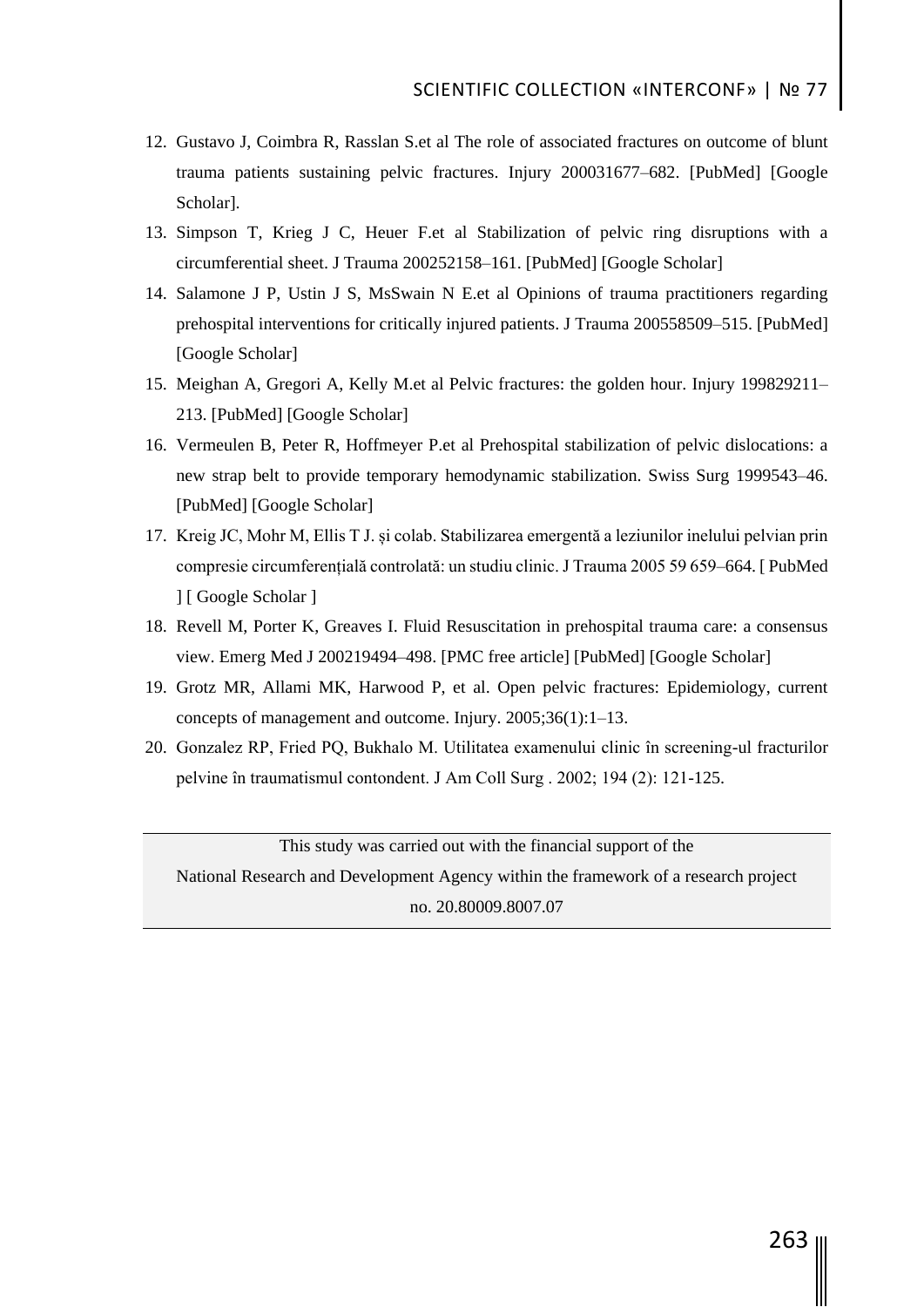12. Gustavo J, Coimbra R, Rasslan S.et al The role of associated fractures on outcome of blunt trauma patients sustaining pelvic fractures. Injury 200031677–682. [PubMed] [Google Scholar].
13. Simpson T, Krieg J C, Heuer F.et al Stabilization of pelvic ring disruptions with a circumferential sheet. J Trauma 200252158–161. [PubMed] [Google Scholar]
14. Salamone J P, Ustin J S, MsSwain N E.et al Opinions of trauma practitioners regarding prehospital interventions for critically injured patients. J Trauma 200558509–515. [PubMed] [Google Scholar]
15. Meighan A, Gregori A, Kelly M.et al Pelvic fractures: the golden hour. Injury 199829211–213. [PubMed] [Google Scholar]
16. Vermeulen B, Peter R, Hoffmeyer P.et al Prehospital stabilization of pelvic dislocations: a new strap belt to provide temporary hemodynamic stabilization. Swiss Surg 1999543–46. [PubMed] [Google Scholar]
17. Kreig JC, Mohr M, Ellis T J. și colab. Stabilizarea emergentă a leziunilor inelului pelvian prin compresie circumferențială controlată: un studiu clinic. J Trauma 2005 59 659–664. [ PubMed ] [ Google Scholar ]
18. Revell M, Porter K, Greaves I. Fluid Resuscitation in prehospital trauma care: a consensus view. Emerg Med J 200219494–498. [PMC free article] [PubMed] [Google Scholar]
19. Grotz MR, Allami MK, Harwood P, et al. Open pelvic fractures: Epidemiology, current concepts of management and outcome. Injury. 2005;36(1):1–13.
20. Gonzalez RP, Fried PQ, Bukhalo M. Utilitatea examenului clinic în screening-ul fracturilor pelvine în traumatismul contondent. J Am Coll Surg . 2002; 194 (2): 121-125.

---

This study was carried out with the financial support of the National Research and Development Agency within the framework of a research project no. 20.80009.8007.07

---